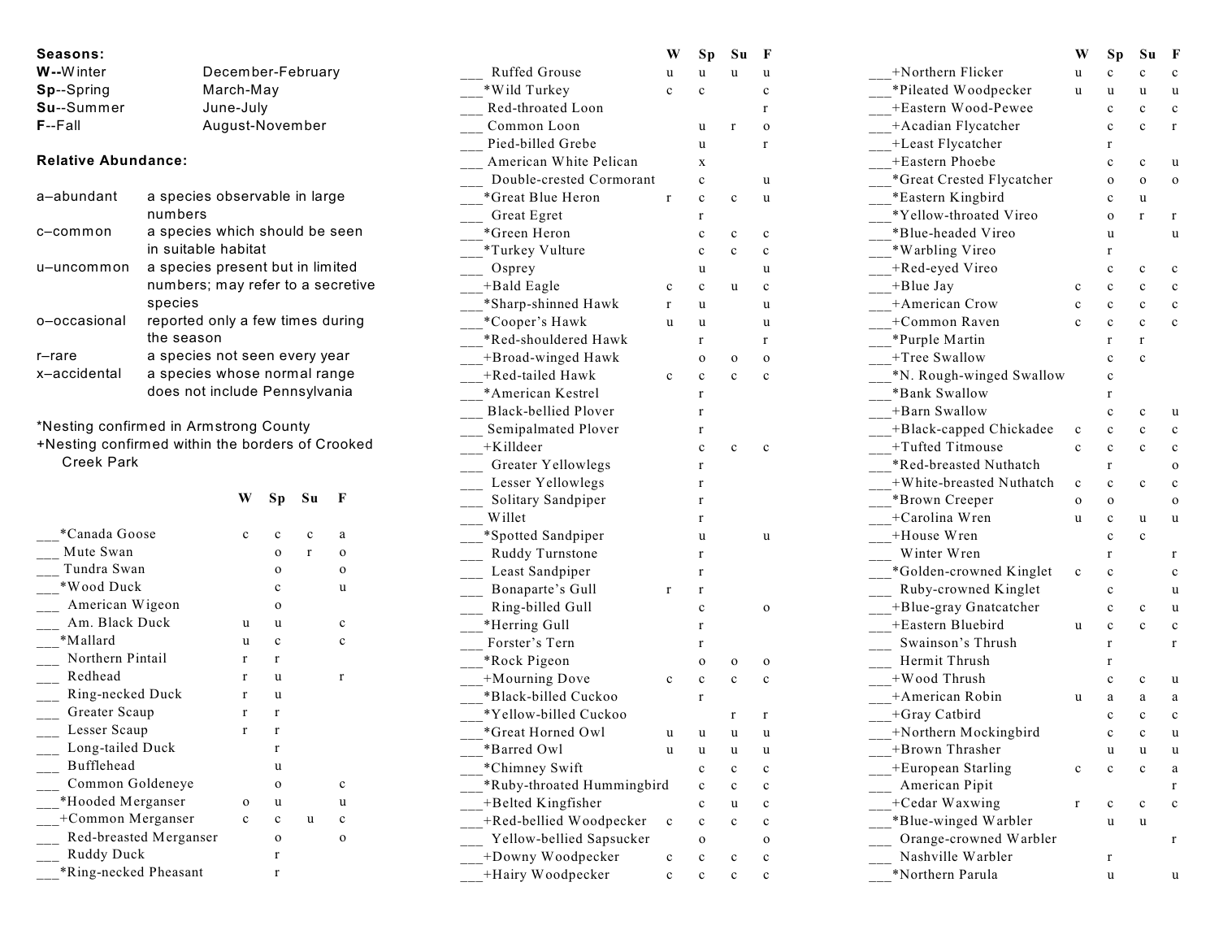**Seasons:**

| | |
|---|---|
| **W**--Winter | December-February |
| **Sp**--Spring | March-May |
| **Su**--Summer | June-July |
| **F**--Fall | August-November |

**Relative Abundance:**

| | |
|---|---|
| a–abundant | a species observable in large numbers |
| c–common | a species which should be seen in suitable habitat |
| u–uncommon | a species present but in limited numbers; may refer to a secretive species |
| o–occasional | reported only a few times during the season |
| r–rare | a species not seen every year |
| x–accidental | a species whose normal range does not include Pennsylvania |

*Nesting confirmed in Armstrong County
+Nesting confirmed within the borders of Crooked Creek Park

| | W | Sp | Su | F |
|---|---|---|---|---|
| ___*Canada Goose | c | c | c | a |
| ___ Mute Swan | | o | r | o |
| ___ Tundra Swan | | o | | o |
| ___*Wood Duck | | c | | u |
| ___ American Wigeon | | o | | |
| ___ Am. Black Duck | u | u | | c |
| ___*Mallard | u | c | | c |
| ___ Northern Pintail | r | r | | |
| ___ Redhead | r | u | | r |
| ___ Ring-necked Duck | r | u | | |
| ___ Greater Scaup | r | r | | |
| ___ Lesser Scaup | r | r | | |
| ___ Long-tailed Duck | | r | | |
| ___ Bufflehead | | u | | |
| ___ Common Goldeneye | | o | | c |
| ___*Hooded Merganser | o | u | | u |
| ___+Common Merganser | c | c | u | c |
| ___ Red-breasted Merganser | | o | | o |
| ___ Ruddy Duck | | r | | |
| ___*Ring-necked Pheasant | | r | | |
| ___ Ruffed Grouse | u | u | u | u |
| ___*Wild Turkey | c | c | | c |
| ___ Red-throated Loon | | | | r |
| ___ Common Loon | | u | r | o |
| ___ Pied-billed Grebe | | u | | r |
| ___ American White Pelican | | x | | |
| ___ Double-crested Cormorant | | c | | u |
| ___*Great Blue Heron | r | c | c | u |
| ___ Great Egret | | r | | |
| ___*Green Heron | | c | c | c |
| ___*Turkey Vulture | | c | c | c |
| ___ Osprey | | u | | u |
| ___+Bald Eagle | c | c | u | c |
| ___*Sharp-shinned Hawk | r | u | | u |
| ___*Cooper's Hawk | u | u | | u |
| ___*Red-shouldered Hawk | | r | | r |
| ___+Broad-winged Hawk | | o | o | o |
| ___+Red-tailed Hawk | c | c | c | c |
| ___*American Kestrel | | r | | |
| ___ Black-bellied Plover | | r | | |
| ___ Semipalmated Plover | | r | | |
| ___+Killdeer | | c | c | c |
| ___ Greater Yellowlegs | | r | | |
| ___ Lesser Yellowlegs | | r | | |
| ___ Solitary Sandpiper | | r | | |
| ___ Willet | | r | | |
| ___*Spotted Sandpiper | | u | | u |
| ___ Ruddy Turnstone | | r | | |
| ___ Least Sandpiper | | r | | |
| ___ Bonaparte's Gull | r | r | | |
| ___ Ring-billed Gull | | c | | o |
| ___*Herring Gull | | r | | |
| ___ Forster's Tern | | r | | |
| ___*Rock Pigeon | | o | o | o |
| ___+Mourning Dove | c | c | c | c |
| ___*Black-billed Cuckoo | | r | | |
| ___*Yellow-billed Cuckoo | | | r | r |
| ___*Great Horned Owl | u | u | u | u |
| ___*Barred Owl | u | u | u | u |
| ___*Chimney Swift | | c | c | c |
| ___*Ruby-throated Hummingbird | | c | c | c |
| ___+Belted Kingfisher | | c | u | c |
| ___+Red-bellied Woodpecker | c | c | c | c |
| ___ Yellow-bellied Sapsucker | | o | | o |
| ___+Downy Woodpecker | c | c | c | c |
| ___+Hairy Woodpecker | c | c | c | c |
| ___+Northern Flicker | u | c | c | c |
| ___*Pileated Woodpecker | u | u | u | u |
| ___+Eastern Wood-Pewee | | c | c | c |
| ___+Acadian Flycatcher | | c | c | r |
| ___+Least Flycatcher | | r | | |
| ___+Eastern Phoebe | | c | c | u |
| ___*Great Crested Flycatcher | | o | o | o |
| ___*Eastern Kingbird | | c | u | |
| ___*Yellow-throated Vireo | | o | r | r |
| ___*Blue-headed Vireo | | u | | u |
| ___*Warbling Vireo | | r | | |
| ___+Red-eyed Vireo | | c | c | c |
| ___+Blue Jay | c | c | c | c |
| ___+American Crow | c | c | c | c |
| ___+Common Raven | c | c | c | c |
| ___*Purple Martin | | r | r | |
| ___+Tree Swallow | | c | c | |
| ___*N. Rough-winged Swallow | | c | | |
| ___*Bank Swallow | | r | | |
| ___+Barn Swallow | | c | c | u |
| ___+Black-capped Chickadee | c | c | c | c |
| ___+Tufted Titmouse | c | c | c | c |
| ___*Red-breasted Nuthatch | | r | | o |
| ___+White-breasted Nuthatch | c | c | c | c |
| ___*Brown Creeper | o | o | | o |
| ___+Carolina Wren | u | c | u | u |
| ___+House Wren | | c | c | |
| ___ Winter Wren | | r | | r |
| ___*Golden-crowned Kinglet | c | c | | c |
| ___ Ruby-crowned Kinglet | | c | | u |
| ___+Blue-gray Gnatcatcher | | c | c | u |
| ___+Eastern Bluebird | u | c | c | c |
| ___ Swainson's Thrush | | r | | r |
| ___ Hermit Thrush | | r | | |
| ___+Wood Thrush | | c | c | u |
| ___+American Robin | u | a | a | a |
| ___+Gray Catbird | | c | c | c |
| ___+Northern Mockingbird | | c | c | u |
| ___+Brown Thrasher | | u | u | u |
| ___+European Starling | c | c | c | a |
| ___ American Pipit | | | | r |
| ___+Cedar Waxwing | r | c | c | c |
| ___*Blue-winged Warbler | | u | u | |
| ___ Orange-crowned Warbler | | | | r |
| ___ Nashville Warbler | | r | | |
| ___*Northern Parula | | u | | u |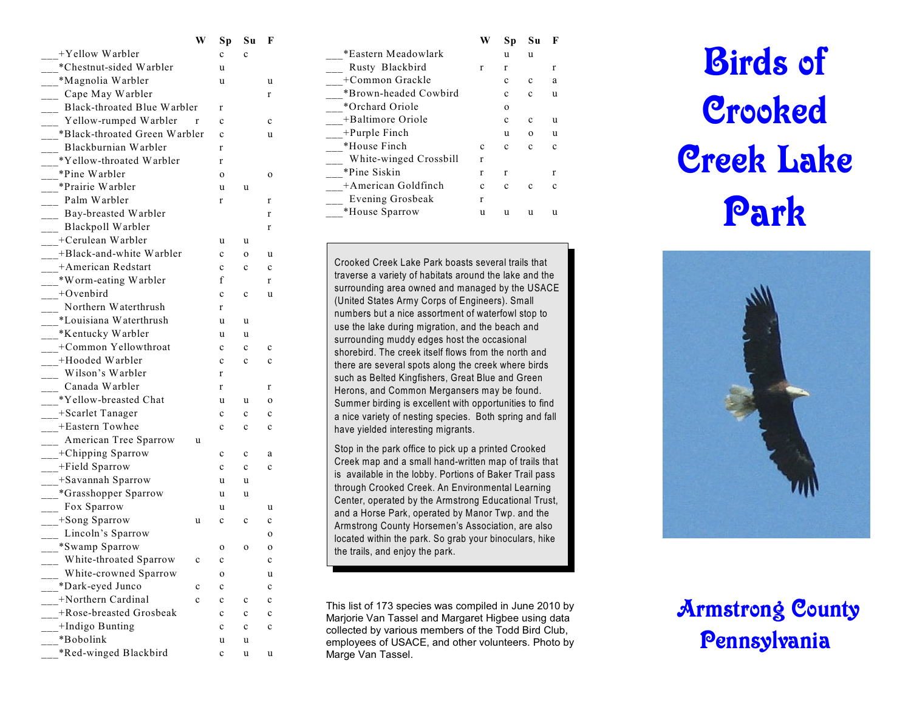| | W | Sp | Su | F |
|---|---|---|---|---|
| ___+Yellow Warbler | | c | c | |
| ___*Chestnut-sided Warbler | | u | | |
| ___*Magnolia Warbler | | u | | u |
| ___ Cape May Warbler | | | | r |
| ___ Black-throated Blue Warbler | | r | | |
| ___ Yellow-rumped Warbler | r | c | | c |
| ___*Black-throated Green Warbler | | c | | u |
| ___ Blackburnian Warbler | | r | | |
| ___*Yellow-throated Warbler | | r | | |
| ___*Pine Warbler | | o | | o |
| ___*Prairie Warbler | | u | u | |
| ___ Palm Warbler | | r | | r |
| ___ Bay-breasted Warbler | | | | r |
| ___ Blackpoll Warbler | | | | r |
| ___+Cerulean Warbler | | u | u | |
| ___+Black-and-white Warbler | | c | o | u |
| ___+American Redstart | | c | c | c |
| ___*Worm-eating Warbler | | f | | r |
| ___+Ovenbird | | c | c | u |
| ___ Northern Waterthrush | | r | | |
| ___*Louisiana Waterthrush | | u | u | |
| ___*Kentucky Warbler | | u | u | |
| ___+Common Yellowthroat | | c | c | c |
| ___+Hooded Warbler | | c | c | c |
| ___ Wilson's Warbler | | r | | |
| ___ Canada Warbler | | r | | r |
| ___*Yellow-breasted Chat | | u | u | o |
| ___+Scarlet Tanager | | c | c | c |
| ___+Eastern Towhee | | c | c | c |
| ___ American Tree Sparrow | u | | | |
| ___+Chipping Sparrow | | c | c | a |
| ___+Field Sparrow | | c | c | c |
| ___+Savannah Sparrow | | u | u | |
| ___*Grasshopper Sparrow | | u | u | |
| ___ Fox Sparrow | | u | | u |
| ___+Song Sparrow | u | c | c | c |
| ___ Lincoln's Sparrow | | | | o |
| ___*Swamp Sparrow | | o | o | o |
| ___ White-throated Sparrow | c | c | | c |
| ___ White-crowned Sparrow | | o | | u |
| ___*Dark-eyed Junco | c | c | | c |
| ___+Northern Cardinal | c | c | c | c |
| ___+Rose-breasted Grosbeak | | c | c | c |
| ___+Indigo Bunting | | c | c | c |
| ___*Bobolink | | u | u | |
| ___*Red-winged Blackbird | | c | u | u |

| | W | Sp | Su | F |
|---|---|---|---|---|
| ___*Eastern Meadowlark | | u | u | |
| ___ Rusty Blackbird | r | r | | r |
| ___+Common Grackle | | c | c | a |
| ___*Brown-headed Cowbird | | c | c | u |
| ___*Orchard Oriole | | o | | |
| ___+Baltimore Oriole | | c | c | u |
| ___+Purple Finch | | u | o | u |
| ___*House Finch | c | c | c | c |
| ___ White-winged Crossbill | r | | | |
| ___*Pine Siskin | r | r | | r |
| ___+American Goldfinch | c | c | c | c |
| ___ Evening Grosbeak | r | | | |
| ___*House Sparrow | u | u | u | u |

Crooked Creek Lake Park boasts several trails that traverse a variety of habitats around the lake and the surrounding area owned and managed by the USACE (United States Army Corps of Engineers). Small numbers but a nice assortment of waterfowl stop to use the lake during migration, and the beach and surrounding muddy edges host the occasional shorebird. The creek itself flows from the north and there are several spots along the creek where birds such as Belted Kingfishers, Great Blue and Green Herons, and Common Mergansers may be found. Summer birding is excellent with opportunities to find a nice variety of nesting species. Both spring and fall have yielded interesting migrants.

Stop in the park office to pick up a printed Crooked Creek map and a small hand-written map of trails that is available in the lobby. Portions of Baker Trail pass through Crooked Creek. An Environmental Learning Center, operated by the Armstrong Educational Trust, and a Horse Park, operated by Manor Twp. and the Armstrong County Horsemen's Association, are also located within the park. So grab your binoculars, hike the trails, and enjoy the park.

This list of 173 species was compiled in June 2010 by Marjorie Van Tassel and Margaret Higbee using data collected by various members of the Todd Bird Club, employees of USACE, and other volunteers. Photo by Marge Van Tassel.

# Birds of Crooked Creek Lake Park

## Armstrong County Pennsylvania